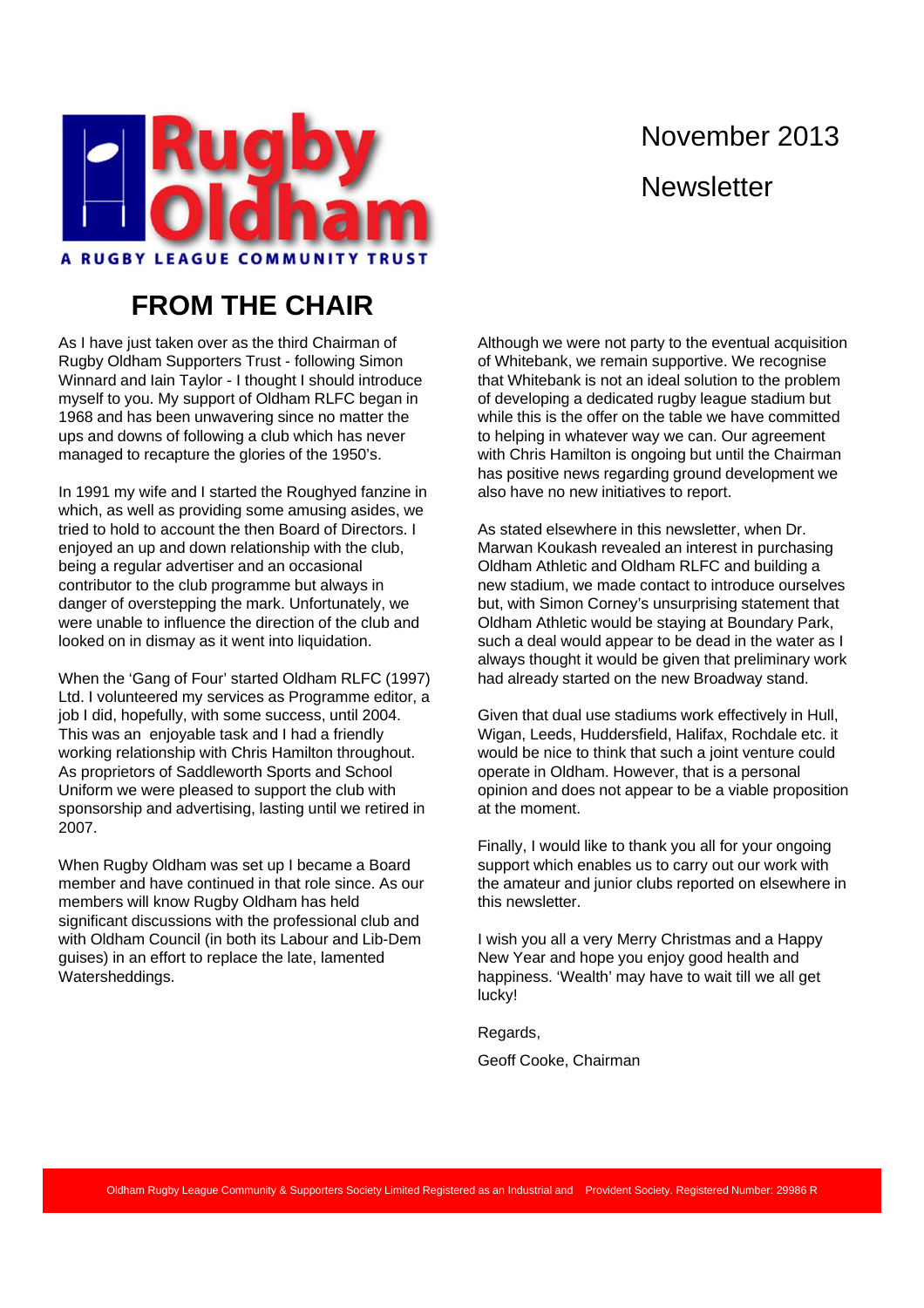Rugby Oldham

A RUGBY LEAGUE COMMUNITY TRUST

November 2013

Newsletter

# FROM THE CHAIR

As I have just taken over as the third Chairman of Rugby Oldham Supporters Trust - following Simon Winnard and Iain Taylor - I thought I should introduce myself to you. My support of Oldham RLFC began in 1968 and has been unwavering since no matter the ups and downs of following a club which has never managed to recapture the glories of the 1950's.

In 1991 my wife and I started the Roughyed fanzine in which, as well as providing some amusing asides, we tried to hold to account the then Board of Directors. I enjoyed an up and down relationship with the club, being a regular advertiser and an occasional contributor to the club programme but always in danger of overstepping the mark. Unfortunately, we were unable to influence the direction of the club and looked on in dismay as it went into liquidation.

When the 'Gang of Four' started Oldham RLFC (1997) Ltd. I volunteered my services as Programme editor, a job I did, hopefully, with some success, until 2004. This was an enjoyable task and I had a friendly working relationship with Chris Hamilton throughout. As proprietors of Saddleworth Sports and School Uniform we were pleased to support the club with sponsorship and advertising, lasting until we retired in 2007.

When Rugby Oldham was set up I became a Board member and have continued in that role since. As our members will know Rugby Oldham has held significant discussions with the professional club and with Oldham Council (in both its Labour and Lib-Dem guises) in an effort to replace the late, lamented Watersheddings.

Although we were not party to the eventual acquisition of Whitebank, we remain supportive. We recognise that Whitebank is not an ideal solution to the problem of developing a dedicated rugby league stadium but while this is the offer on the table we have committed to helping in whatever way we can. Our agreement with Chris Hamilton is ongoing but until the Chairman has positive news regarding ground development we also have no new initiatives to report.

As stated elsewhere in this newsletter, when Dr. Marwan Koukash revealed an interest in purchasing Oldham Athletic and Oldham RLFC and building a new stadium, we made contact to introduce ourselves but, with Simon Corney's unsurprising statement that Oldham Athletic would be staying at Boundary Park, such a deal would appear to be dead in the water as I always thought it would be given that preliminary work had already started on the new Broadway stand.

Given that dual use stadiums work effectively in Hull, Wigan, Leeds, Huddersfield, Halifax, Rochdale etc. it would be nice to think that such a joint venture could operate in Oldham. However, that is a personal opinion and does not appear to be a viable proposition at the moment.

Finally, I would like to thank you all for your ongoing support which enables us to carry out our work with the amateur and junior clubs reported on elsewhere in this newsletter.

I wish you all a very Merry Christmas and a Happy New Year and hope you enjoy good health and happiness. 'Wealth' may have to wait till we all get lucky!

Regards,

Geoff Cooke, Chairman

Oldham Rugby League Community & Supporters Society Limited Registered as an Industrial and Provident Society. Registered Number: 29986 R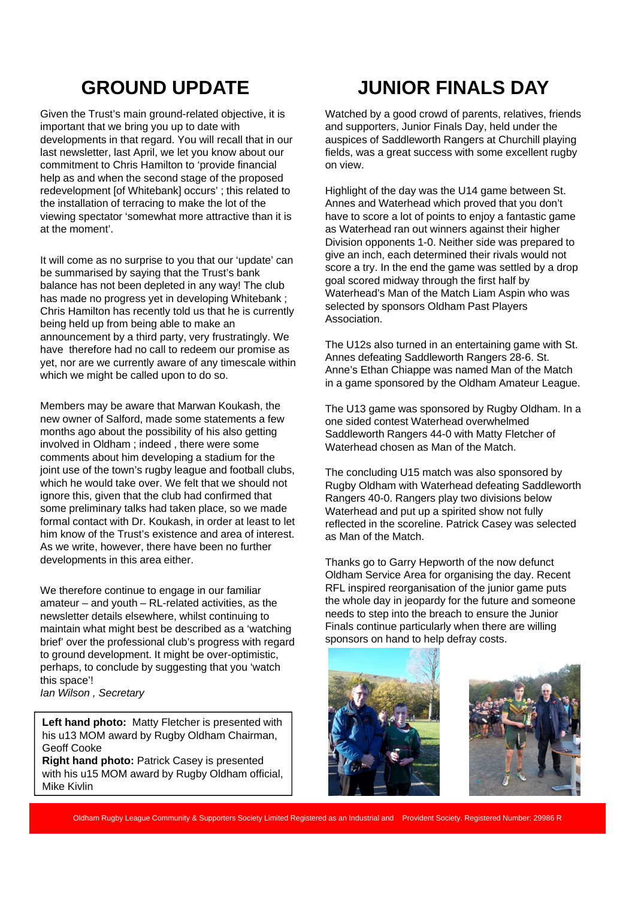# GROUND UPDATE

Given the Trust's main ground-related objective, it is important that we bring you up to date with developments in that regard. You will recall that in our last newsletter, last April, we let you know about our commitment to Chris Hamilton to 'provide financial help as and when the second stage of the proposed redevelopment [of Whitebank] occurs' ; this related to the installation of terracing to make the lot of the viewing spectator 'somewhat more attractive than it is at the moment'.

It will come as no surprise to you that our 'update' can be summarised by saying that the Trust's bank balance has not been depleted in any way! The club has made no progress yet in developing Whitebank ; Chris Hamilton has recently told us that he is currently being held up from being able to make an announcement by a third party, very frustratingly. We have therefore had no call to redeem our promise as yet, nor are we currently aware of any timescale within which we might be called upon to do so.

Members may be aware that Marwan Koukash, the new owner of Salford, made some statements a few months ago about the possibility of his also getting involved in Oldham ; indeed , there were some comments about him developing a stadium for the joint use of the town's rugby league and football clubs, which he would take over. We felt that we should not ignore this, given that the club had confirmed that some preliminary talks had taken place, so we made formal contact with Dr. Koukash, in order at least to let him know of the Trust's existence and area of interest. As we write, however, there have been no further developments in this area either.

We therefore continue to engage in our familiar amateur – and youth – RL-related activities, as the newsletter details elsewhere, whilst continuing to maintain what might best be described as a 'watching brief' over the professional club's progress with regard to ground development. It might be over-optimistic, perhaps, to conclude by suggesting that you 'watch this space'!

*Ian Wilson , Secretary*

# JUNIOR FINALS DAY

Watched by a good crowd of parents, relatives, friends and supporters, Junior Finals Day, held under the auspices of Saddleworth Rangers at Churchill playing fields, was a great success with some excellent rugby on view.

Highlight of the day was the U14 game between St. Annes and Waterhead which proved that you don't have to score a lot of points to enjoy a fantastic game as Waterhead ran out winners against their higher Division opponents 1-0. Neither side was prepared to give an inch, each determined their rivals would not score a try. In the end the game was settled by a drop goal scored midway through the first half by Waterhead's Man of the Match Liam Aspin who was selected by sponsors Oldham Past Players Association.

The U12s also turned in an entertaining game with St. Annes defeating Saddleworth Rangers 28-6. St. Anne's Ethan Chiappe was named Man of the Match in a game sponsored by the Oldham Amateur League.

The U13 game was sponsored by Rugby Oldham. In a one sided contest Waterhead overwhelmed Saddleworth Rangers 44-0 with Matty Fletcher of Waterhead chosen as Man of the Match.

The concluding U15 match was also sponsored by Rugby Oldham with Waterhead defeating Saddleworth Rangers 40-0. Rangers play two divisions below Waterhead and put up a spirited show not fully reflected in the scoreline. Patrick Casey was selected as Man of the Match.

Thanks go to Garry Hepworth of the now defunct Oldham Service Area for organising the day. Recent RFL inspired reorganisation of the junior game puts the whole day in jeopardy for the future and someone needs to step into the breach to ensure the Junior Finals continue particularly when there are willing sponsors on hand to help defray costs.

**Left hand photo:** Matty Fletcher is presented with his u13 MOM award by Rugby Oldham Chairman, Geoff Cooke
**Right hand photo:** Patrick Casey is presented with his u15 MOM award by Rugby Oldham official, Mike Kivlin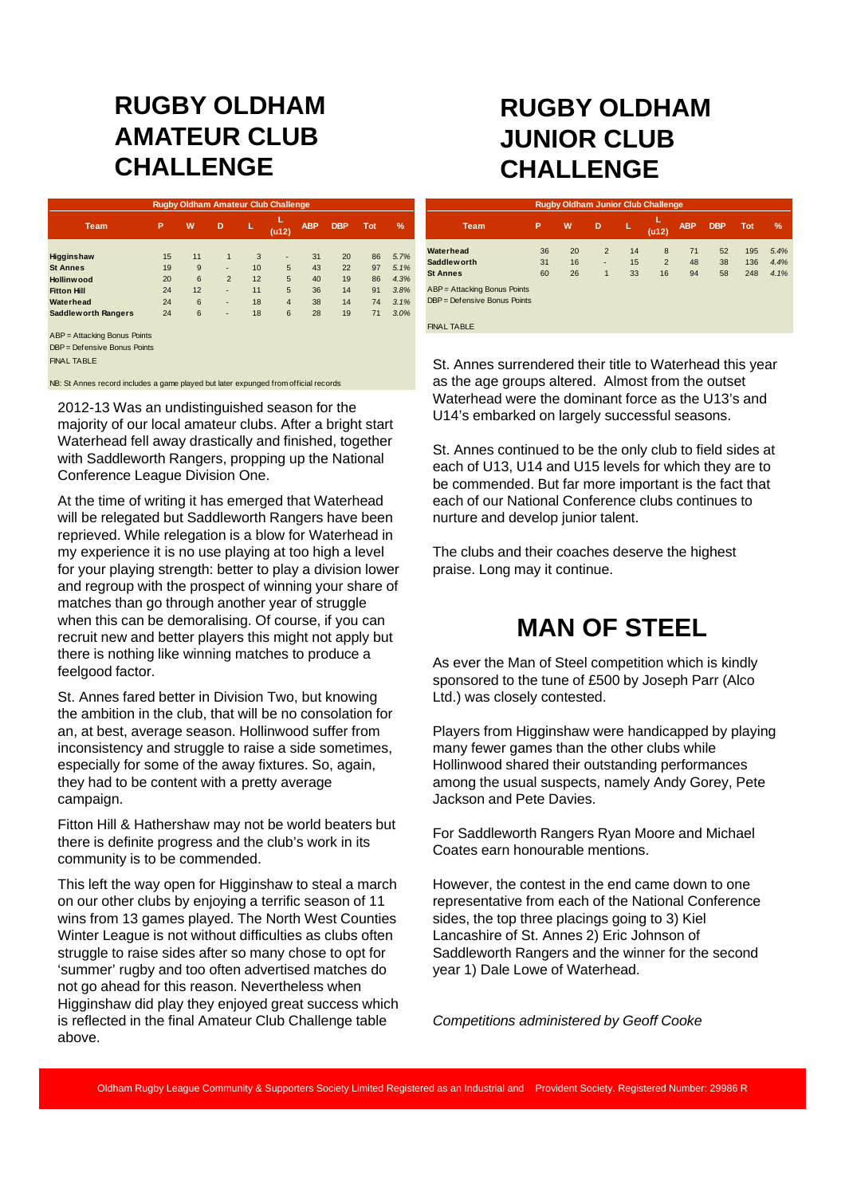# RUGBY OLDHAM AMATEUR CLUB CHALLENGE

| Rugby Oldham Amateur Club Challenge | | | | | | | | | |
|---|---|---|---|---|---|---|---|---|---|
| Team | P | W | D | L | L (u12) | ABP | DBP | Tot | % |
| **Higginshaw** | 15 | 11 | 1 | 3 | - | 31 | 20 | 86 | *5.7%* |
| **St Annes** | 19 | 9 | - | 10 | 5 | 43 | 22 | 97 | *5.1%* |
| **Hollinwood** | 20 | 6 | 2 | 12 | 5 | 40 | 19 | 86 | *4.3%* |
| **Fitton Hill** | 24 | 12 | - | 11 | 5 | 36 | 14 | 91 | *3.8%* |
| **Waterhead** | 24 | 6 | - | 18 | 4 | 38 | 14 | 74 | *3.1%* |
| **Saddleworth Rangers** | 24 | 6 | - | 18 | 6 | 28 | 19 | 71 | *3.0%* |

ABP = Attacking Bonus Points

DBP = Defensive Bonus Points

FINAL TABLE

NB: St Annes record includes a game played but later expunged from official records

2012-13 Was an undistinguished season for the majority of our local amateur clubs. After a bright start Waterhead fell away drastically and finished, together with Saddleworth Rangers, propping up the National Conference League Division One.

At the time of writing it has emerged that Waterhead will be relegated but Saddleworth Rangers have been reprieved. While relegation is a blow for Waterhead in my experience it is no use playing at too high a level for your playing strength: better to play a division lower and regroup with the prospect of winning your share of matches than go through another year of struggle when this can be demoralising. Of course, if you can recruit new and better players this might not apply but there is nothing like winning matches to produce a feelgood factor.

St. Annes fared better in Division Two, but knowing the ambition in the club, that will be no consolation for an, at best, average season. Hollinwood suffer from inconsistency and struggle to raise a side sometimes, especially for some of the away fixtures. So, again, they had to be content with a pretty average campaign.

Fitton Hill & Hathershaw may not be world beaters but there is definite progress and the club's work in its community is to be commended.

This left the way open for Higginshaw to steal a march on our other clubs by enjoying a terrific season of 11 wins from 13 games played. The North West Counties Winter League is not without difficulties as clubs often struggle to raise sides after so many chose to opt for 'summer' rugby and too often advertised matches do not go ahead for this reason. Nevertheless when Higginshaw did play they enjoyed great success which is reflected in the final Amateur Club Challenge table above.

# RUGBY OLDHAM JUNIOR CLUB CHALLENGE

| Rugby Oldham Junior Club Challenge | | | | | | | | | |
|---|---|---|---|---|---|---|---|---|---|
| Team | P | W | D | L | L (u12) | ABP | DBP | Tot | % |
| **Waterhead** | 36 | 20 | 2 | 14 | 8 | 71 | 52 | 195 | *5.4%* |
| **Saddleworth** | 31 | 16 | - | 15 | 2 | 48 | 38 | 136 | *4.4%* |
| **St Annes** | 60 | 26 | 1 | 33 | 16 | 94 | 58 | 248 | *4.1%* |

ABP = Attacking Bonus Points

DBP = Defensive Bonus Points

FINAL TABLE

St. Annes surrendered their title to Waterhead this year as the age groups altered. Almost from the outset Waterhead were the dominant force as the U13's and U14's embarked on largely successful seasons.

St. Annes continued to be the only club to field sides at each of U13, U14 and U15 levels for which they are to be commended. But far more important is the fact that each of our National Conference clubs continues to nurture and develop junior talent.

The clubs and their coaches deserve the highest praise. Long may it continue.

# MAN OF STEEL

As ever the Man of Steel competition which is kindly sponsored to the tune of £500 by Joseph Parr (Alco Ltd.) was closely contested.

Players from Higginshaw were handicapped by playing many fewer games than the other clubs while Hollinwood shared their outstanding performances among the usual suspects, namely Andy Gorey, Pete Jackson and Pete Davies.

For Saddleworth Rangers Ryan Moore and Michael Coates earn honourable mentions.

However, the contest in the end came down to one representative from each of the National Conference sides, the top three placings going to 3) Kiel Lancashire of St. Annes 2) Eric Johnson of Saddleworth Rangers and the winner for the second year 1) Dale Lowe of Waterhead.

*Competitions administered by Geoff Cooke*

Oldham Rugby League Community & Supporters Society Limited Registered as an Industrial and Provident Society. Registered Number: 29986 R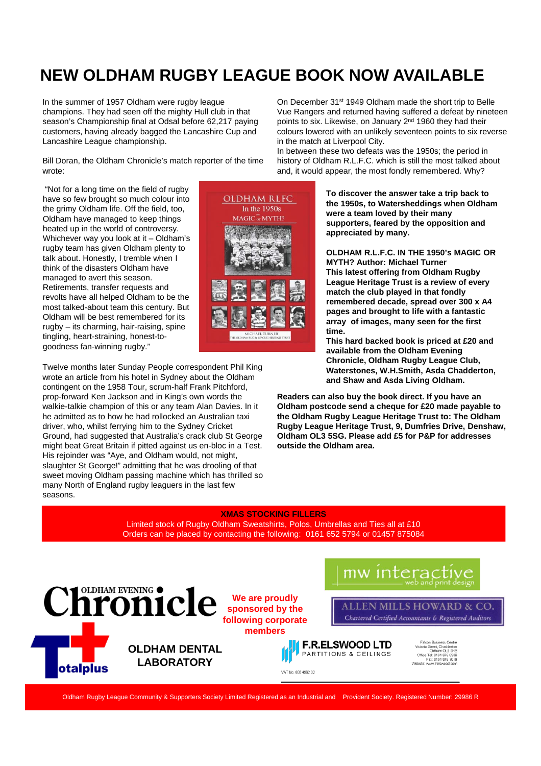# NEW OLDHAM RUGBY LEAGUE BOOK NOW AVAILABLE

In the summer of 1957 Oldham were rugby league champions. They had seen off the mighty Hull club in that season's Championship final at Odsal before 62,217 paying customers, having already bagged the Lancashire Cup and Lancashire League championship.

Bill Doran, the Oldham Chronicle's match reporter of the time wrote:

"Not for a long time on the field of rugby have so few brought so much colour into the grimy Oldham life. Off the field, too, Oldham have managed to keep things heated up in the world of controversy. Whichever way you look at it – Oldham's rugby team has given Oldham plenty to talk about. Honestly, I tremble when I think of the disasters Oldham have managed to avert this season. Retirements, transfer requests and revolts have all helped Oldham to be the most talked-about team this century. But Oldham will be best remembered for its rugby – its charming, hair-raising, spine tingling, heart-straining, honest-to-goodness fan-winning rugby."

Twelve months later Sunday People correspondent Phil King wrote an article from his hotel in Sydney about the Oldham contingent on the 1958 Tour, scrum-half Frank Pitchford, prop-forward Ken Jackson and in King's own words the walkie-talkie champion of this or any team Alan Davies. In it he admitted as to how he had rollocked an Australian taxi driver, who, whilst ferrying him to the Sydney Cricket Ground, had suggested that Australia's crack club St George might beat Great Britain if pitted against us en-bloc in a Test. His rejoinder was "Aye, and Oldham would, not might, slaughter St George!" admitting that he was drooling of that sweet moving Oldham passing machine which has thrilled so many North of England rugby leaguers in the last few seasons.

On December 31st 1949 Oldham made the short trip to Belle Vue Rangers and returned having suffered a defeat by nineteen points to six. Likewise, on January 2nd 1960 they had their colours lowered with an unlikely seventeen points to six reverse in the match at Liverpool City.
In between these two defeats was the 1950s; the period in history of Oldham R.L.F.C. which is still the most talked about and, it would appear, the most fondly remembered. Why?

**To discover the answer take a trip back to the 1950s, to Watersheddings when Oldham were a team loved by their many supporters, feared by the opposition and appreciated by many.**

**OLDHAM R.L.F.C. IN THE 1950's MAGIC OR MYTH? Author: Michael Turner**
**This latest offering from Oldham Rugby League Heritage Trust is a review of every match the club played in that fondly remembered decade, spread over 300 x A4 pages and brought to life with a fantastic array of images, many seen for the first time.**
**This hard backed book is priced at £20 and available from the Oldham Evening Chronicle, Oldham Rugby League Club, Waterstones, W.H.Smith, Asda Chadderton, and Shaw and Asda Living Oldham.**

**Readers can also buy the book direct. If you have an Oldham postcode send a cheque for £20 made payable to the Oldham Rugby League Heritage Trust to: The Oldham Rugby League Heritage Trust, 9, Dumfries Drive, Denshaw, Oldham OL3 5SG. Please add £5 for P&P for addresses outside the Oldham area.**

**XMAS STOCKING FILLERS**
Limited stock of Rugby Oldham Sweatshirts, Polos, Umbrellas and Ties all at £10
Orders can be placed by contacting the following: 0161 652 5794 or 01457 875084

**We are proudly sponsored by the following corporate members**

Oldham Evening Chronicle
mw interactive – web and print design
Allen Mills Howard & Co. – Chartered Certified Accountants & Registered Auditors
Totalplus
**OLDHAM DENTAL LABORATORY**
F.R.ELSWOOD LTD – PARTITIONS & CEILINGS

Oldham Rugby League Community & Supporters Society Limited Registered as an Industrial and Provident Society. Registered Number: 29986 R